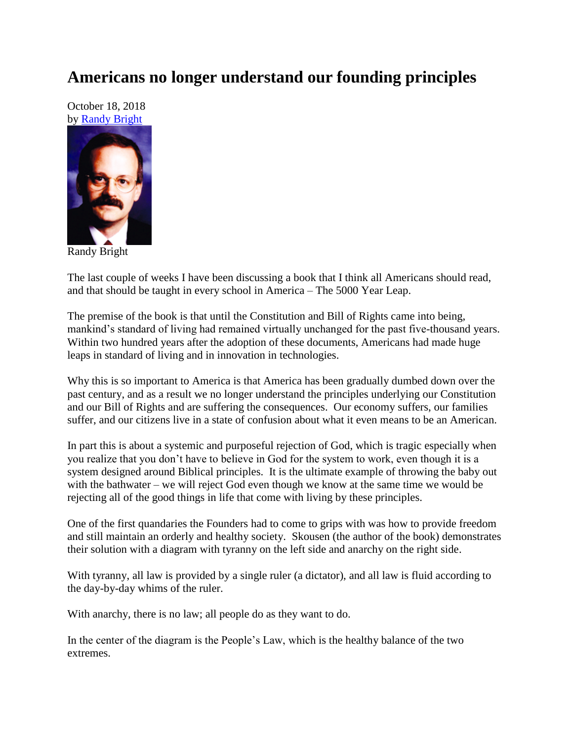# Americans no longer understand our founding principles

October 18, 2018
by Randy Bright

Randy Bright

The last couple of weeks I have been discussing a book that I think all Americans should read, and that should be taught in every school in America – The 5000 Year Leap.

The premise of the book is that until the Constitution and Bill of Rights came into being, mankind's standard of living had remained virtually unchanged for the past five-thousand years. Within two hundred years after the adoption of these documents, Americans had made huge leaps in standard of living and in innovation in technologies.

Why this is so important to America is that America has been gradually dumbed down over the past century, and as a result we no longer understand the principles underlying our Constitution and our Bill of Rights and are suffering the consequences. Our economy suffers, our families suffer, and our citizens live in a state of confusion about what it even means to be an American.

In part this is about a systemic and purposeful rejection of God, which is tragic especially when you realize that you don't have to believe in God for the system to work, even though it is a system designed around Biblical principles. It is the ultimate example of throwing the baby out with the bathwater – we will reject God even though we know at the same time we would be rejecting all of the good things in life that come with living by these principles.

One of the first quandaries the Founders had to come to grips with was how to provide freedom and still maintain an orderly and healthy society. Skousen (the author of the book) demonstrates their solution with a diagram with tyranny on the left side and anarchy on the right side.

With tyranny, all law is provided by a single ruler (a dictator), and all law is fluid according to the day-by-day whims of the ruler.

With anarchy, there is no law; all people do as they want to do.

In the center of the diagram is the People's Law, which is the healthy balance of the two extremes.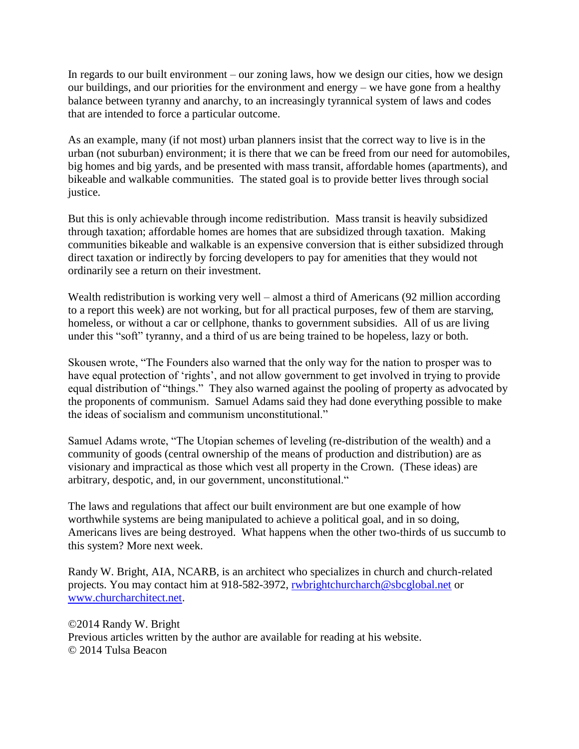In regards to our built environment – our zoning laws, how we design our cities, how we design our buildings, and our priorities for the environment and energy – we have gone from a healthy balance between tyranny and anarchy, to an increasingly tyrannical system of laws and codes that are intended to force a particular outcome.

As an example, many (if not most) urban planners insist that the correct way to live is in the urban (not suburban) environment; it is there that we can be freed from our need for automobiles, big homes and big yards, and be presented with mass transit, affordable homes (apartments), and bikeable and walkable communities. The stated goal is to provide better lives through social justice.

But this is only achievable through income redistribution. Mass transit is heavily subsidized through taxation; affordable homes are homes that are subsidized through taxation. Making communities bikeable and walkable is an expensive conversion that is either subsidized through direct taxation or indirectly by forcing developers to pay for amenities that they would not ordinarily see a return on their investment.

Wealth redistribution is working very well – almost a third of Americans (92 million according to a report this week) are not working, but for all practical purposes, few of them are starving, homeless, or without a car or cellphone, thanks to government subsidies. All of us are living under this "soft" tyranny, and a third of us are being trained to be hopeless, lazy or both.

Skousen wrote, "The Founders also warned that the only way for the nation to prosper was to have equal protection of 'rights', and not allow government to get involved in trying to provide equal distribution of "things." They also warned against the pooling of property as advocated by the proponents of communism. Samuel Adams said they had done everything possible to make the ideas of socialism and communism unconstitutional."

Samuel Adams wrote, "The Utopian schemes of leveling (re-distribution of the wealth) and a community of goods (central ownership of the means of production and distribution) are as visionary and impractical as those which vest all property in the Crown. (These ideas) are arbitrary, despotic, and, in our government, unconstitutional."

The laws and regulations that affect our built environment are but one example of how worthwhile systems are being manipulated to achieve a political goal, and in so doing, Americans lives are being destroyed. What happens when the other two-thirds of us succumb to this system? More next week.

Randy W. Bright, AIA, NCARB, is an architect who specializes in church and church-related projects. You may contact him at 918-582-3972, [rwbrightchurcharch@sbcglobal.net](mailto:rwbrightchurcharch@sbcglobal.net) or [www.churcharchitect.net](http://www.churcharchitect.net).

©2014 Randy W. Bright
Previous articles written by the author are available for reading at his website.
© 2014 Tulsa Beacon